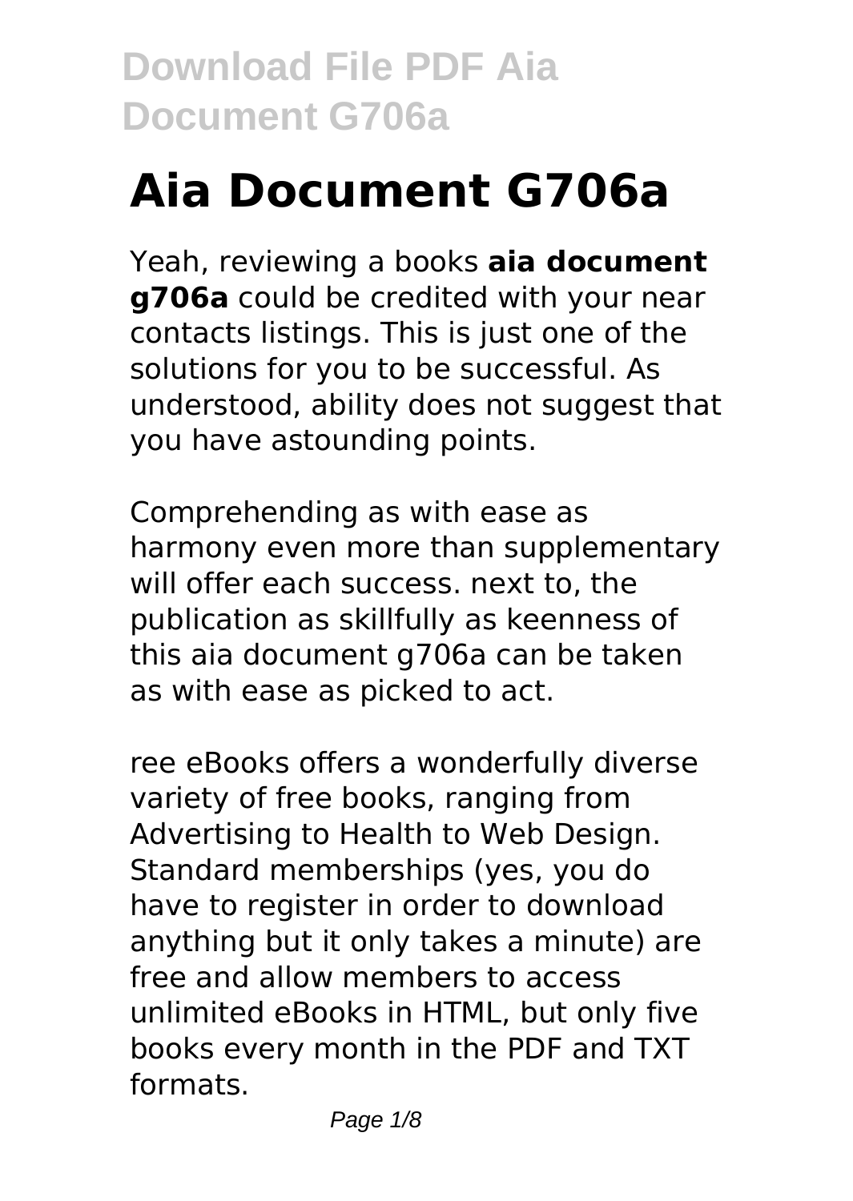# Aia Document G706a

Yeah, reviewing a books **aia document g706a** could be credited with your near contacts listings. This is just one of the solutions for you to be successful. As understood, ability does not suggest that you have astounding points.

Comprehending as with ease as harmony even more than supplementary will offer each success. next to, the publication as skillfully as keenness of this aia document g706a can be taken as with ease as picked to act.

ree eBooks offers a wonderfully diverse variety of free books, ranging from Advertising to Health to Web Design. Standard memberships (yes, you do have to register in order to download anything but it only takes a minute) are free and allow members to access unlimited eBooks in HTML, but only five books every month in the PDF and TXT formats.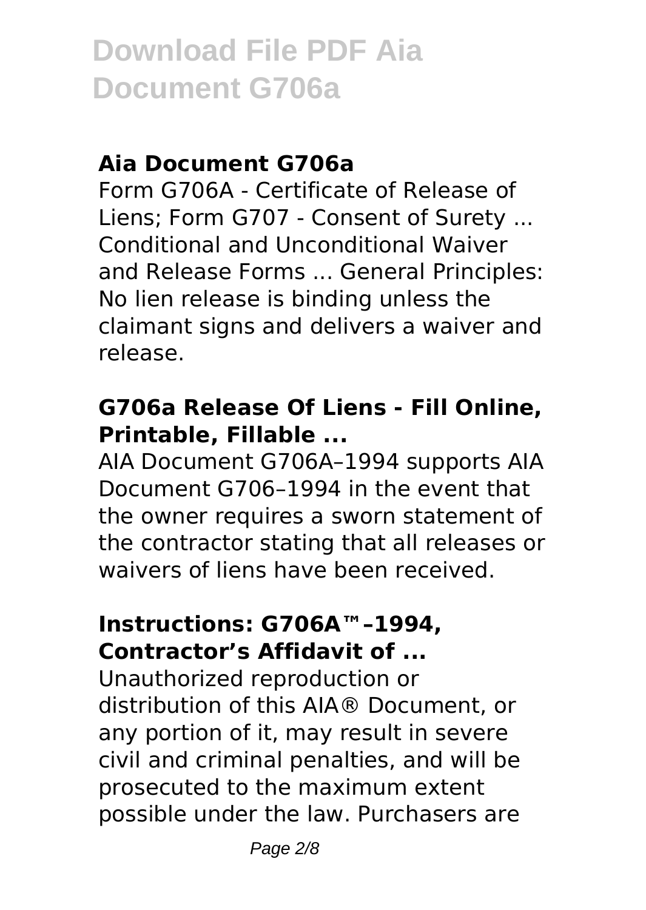## Aia Document G706a

Form G706A - Certificate of Release of Liens; Form G707 - Consent of Surety ... Conditional and Unconditional Waiver and Release Forms ... General Principles: No lien release is binding unless the claimant signs and delivers a waiver and release.

## G706a Release Of Liens - Fill Online, Printable, Fillable ...

AIA Document G706A–1994 supports AIA Document G706–1994 in the event that the owner requires a sworn statement of the contractor stating that all releases or waivers of liens have been received.

## Instructions: G706A™–1994, Contractor's Affidavit of ...

Unauthorized reproduction or distribution of this AIA® Document, or any portion of it, may result in severe civil and criminal penalties, and will be prosecuted to the maximum extent possible under the law. Purchasers are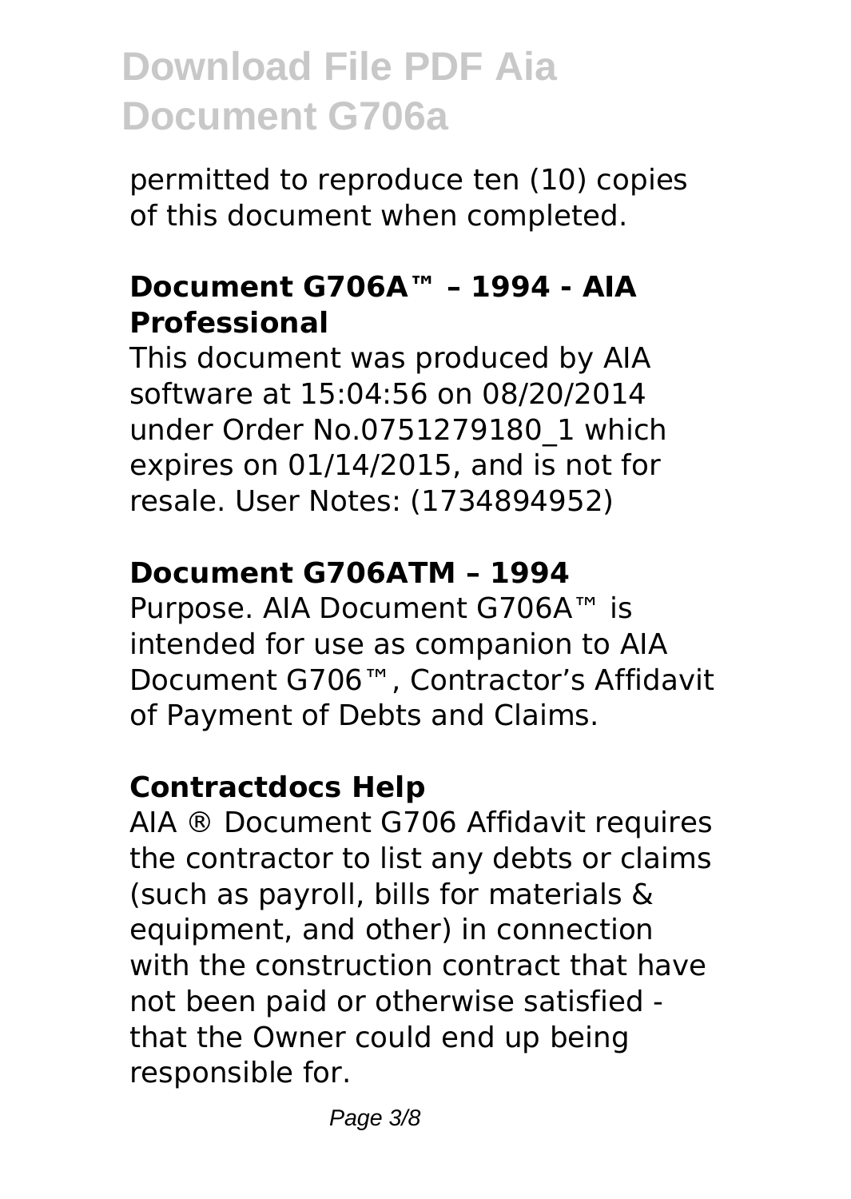permitted to reproduce ten (10) copies of this document when completed.

### Document G706A™ – 1994 - AIA Professional

This document was produced by AIA software at 15:04:56 on 08/20/2014 under Order No.0751279180_1 which expires on 01/14/2015, and is not for resale. User Notes: (1734894952)

### Document G706ATM – 1994

Purpose. AIA Document G706A™ is intended for use as companion to AIA Document G706™, Contractor's Affidavit of Payment of Debts and Claims.

### Contractdocs Help

AIA ® Document G706 Affidavit requires the contractor to list any debts or claims (such as payroll, bills for materials & equipment, and other) in connection with the construction contract that have not been paid or otherwise satisfied - that the Owner could end up being responsible for.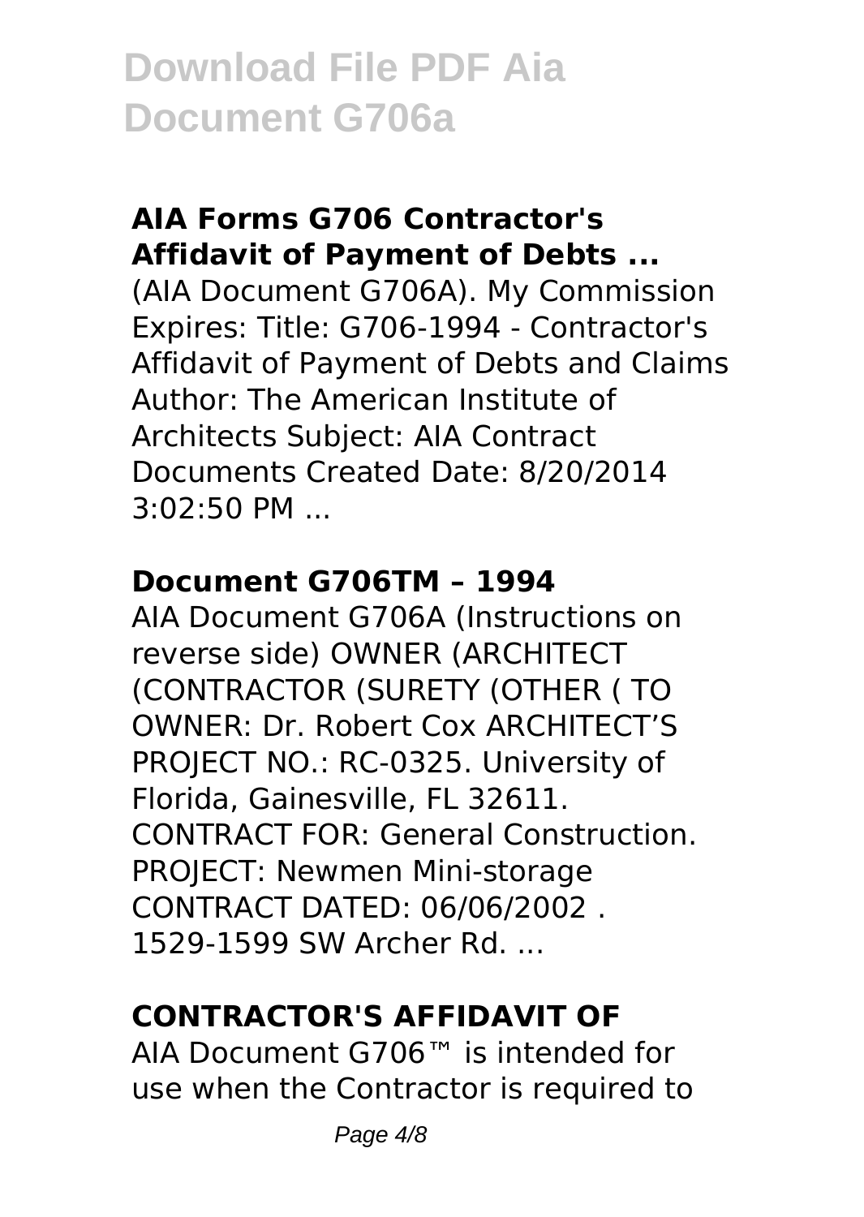## AIA Forms G706 Contractor's Affidavit of Payment of Debts ...

(AIA Document G706A). My Commission Expires: Title: G706-1994 - Contractor's Affidavit of Payment of Debts and Claims Author: The American Institute of Architects Subject: AIA Contract Documents Created Date: 8/20/2014 3:02:50 PM ...

## Document G706TM – 1994

AIA Document G706A (Instructions on reverse side) OWNER (ARCHITECT (CONTRACTOR (SURETY (OTHER ( TO OWNER: Dr. Robert Cox ARCHITECT'S PROJECT NO.: RC-0325. University of Florida, Gainesville, FL 32611. CONTRACT FOR: General Construction. PROJECT: Newmen Mini-storage CONTRACT DATED: 06/06/2002 . 1529-1599 SW Archer Rd. ...

## CONTRACTOR'S AFFIDAVIT OF

AIA Document G706™ is intended for use when the Contractor is required to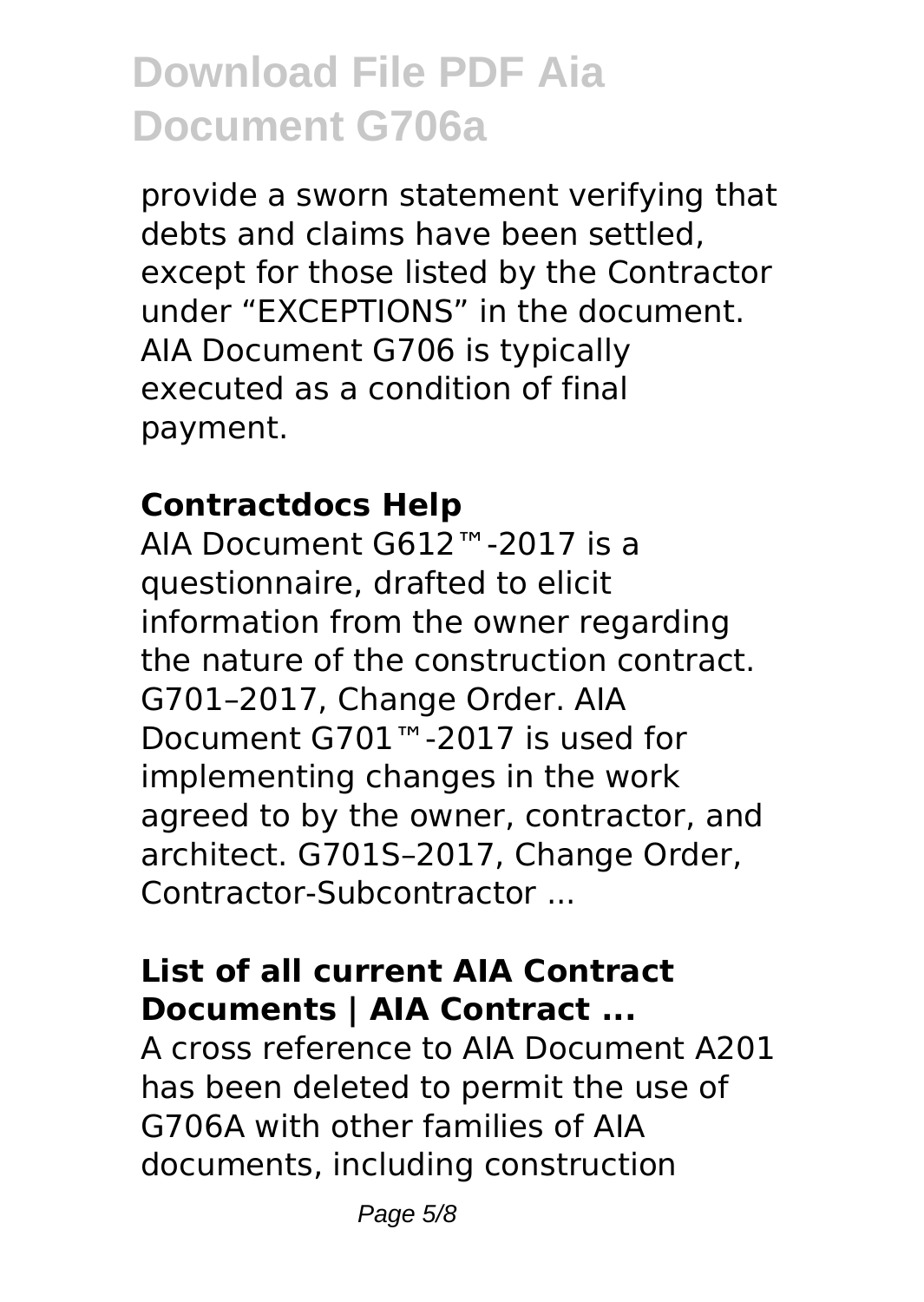provide a sworn statement verifying that debts and claims have been settled, except for those listed by the Contractor under "EXCEPTIONS" in the document. AIA Document G706 is typically executed as a condition of final payment.

### Contractdocs Help

AIA Document G612™-2017 is a questionnaire, drafted to elicit information from the owner regarding the nature of the construction contract. G701–2017, Change Order. AIA Document G701™-2017 is used for implementing changes in the work agreed to by the owner, contractor, and architect. G701S–2017, Change Order, Contractor-Subcontractor ...

### List of all current AIA Contract Documents | AIA Contract ...

A cross reference to AIA Document A201 has been deleted to permit the use of G706A with other families of AIA documents, including construction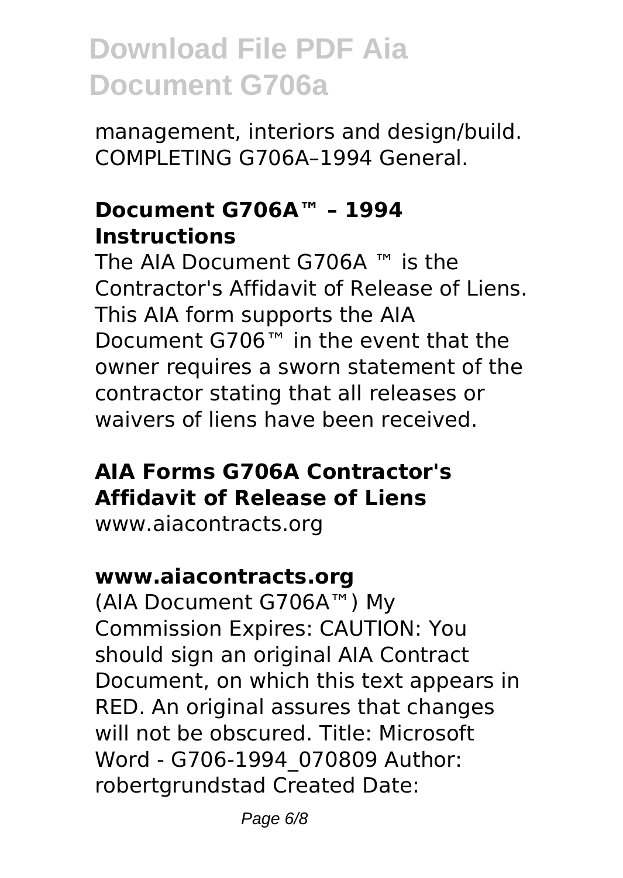management, interiors and design/build. COMPLETING G706A–1994 General.

### Document G706A™ – 1994 Instructions

The AIA Document G706A ™ is the Contractor's Affidavit of Release of Liens. This AIA form supports the AIA Document G706™ in the event that the owner requires a sworn statement of the contractor stating that all releases or waivers of liens have been received.

### AIA Forms G706A Contractor's Affidavit of Release of Liens

www.aiacontracts.org

### www.aiacontracts.org

(AIA Document G706A™) My Commission Expires: CAUTION: You should sign an original AIA Contract Document, on which this text appears in RED. An original assures that changes will not be obscured. Title: Microsoft Word - G706-1994_070809 Author: robertgrundstad Created Date: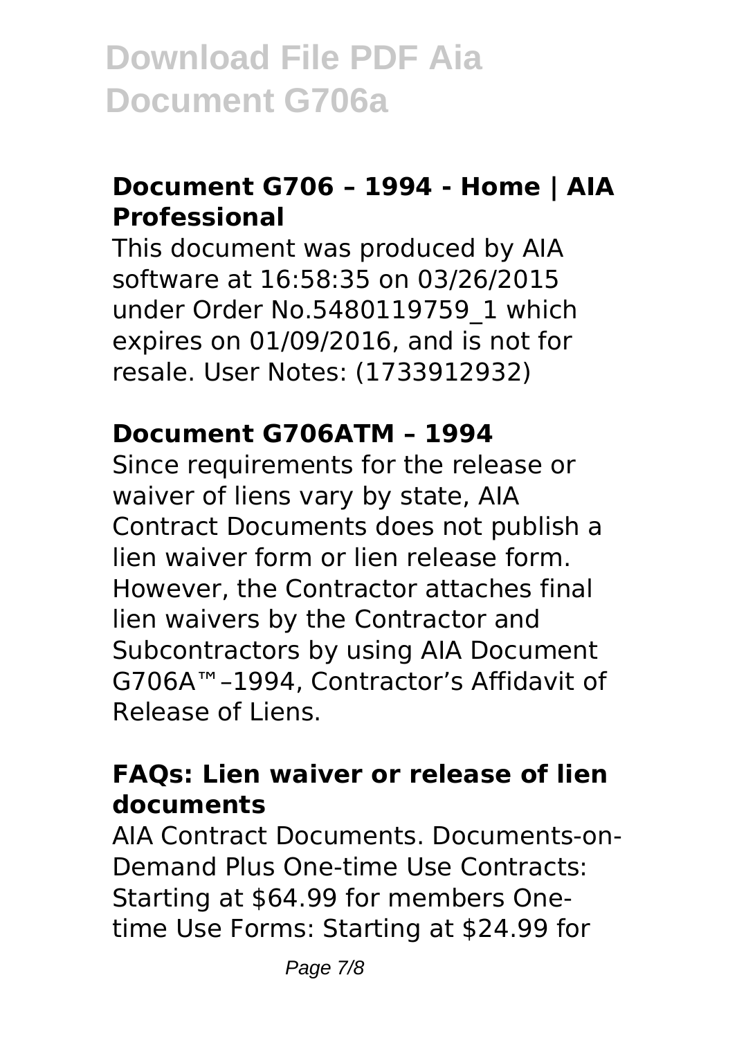### Document G706 – 1994 - Home | AIA Professional

This document was produced by AIA software at 16:58:35 on 03/26/2015 under Order No.5480119759_1 which expires on 01/09/2016, and is not for resale. User Notes: (1733912932)

### Document G706ATM – 1994

Since requirements for the release or waiver of liens vary by state, AIA Contract Documents does not publish a lien waiver form or lien release form. However, the Contractor attaches final lien waivers by the Contractor and Subcontractors by using AIA Document G706A™–1994, Contractor's Affidavit of Release of Liens.

### FAQs: Lien waiver or release of lien documents

AIA Contract Documents. Documents-on-Demand Plus One-time Use Contracts: Starting at $64.99 for members One-time Use Forms: Starting at $24.99 for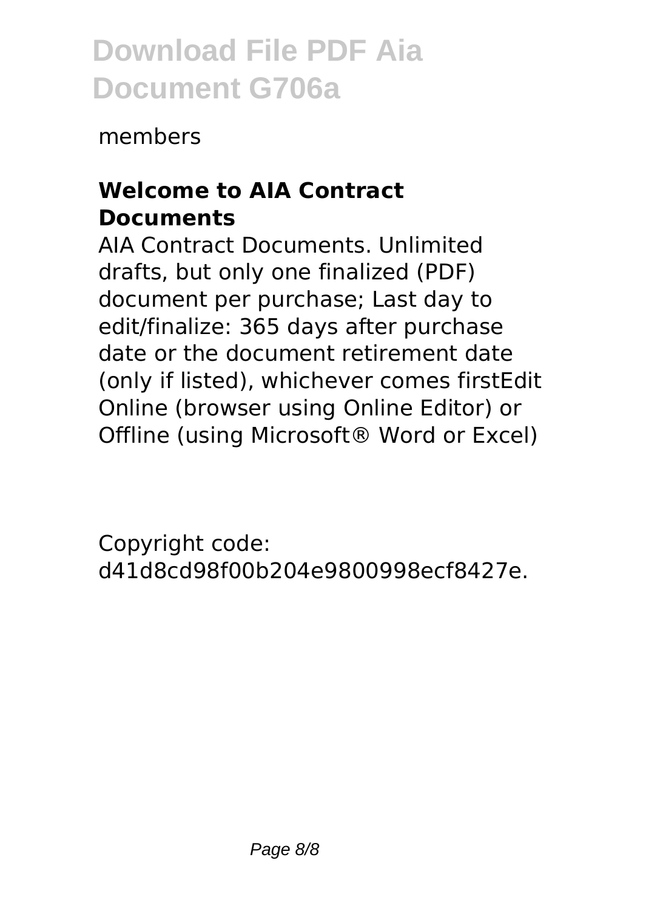members

### Welcome to AIA Contract Documents

AIA Contract Documents. Unlimited drafts, but only one finalized (PDF) document per purchase; Last day to edit/finalize: 365 days after purchase date or the document retirement date (only if listed), whichever comes firstEdit Online (browser using Online Editor) or Offline (using Microsoft® Word or Excel)

Copyright code: d41d8cd98f00b204e9800998ecf8427e.